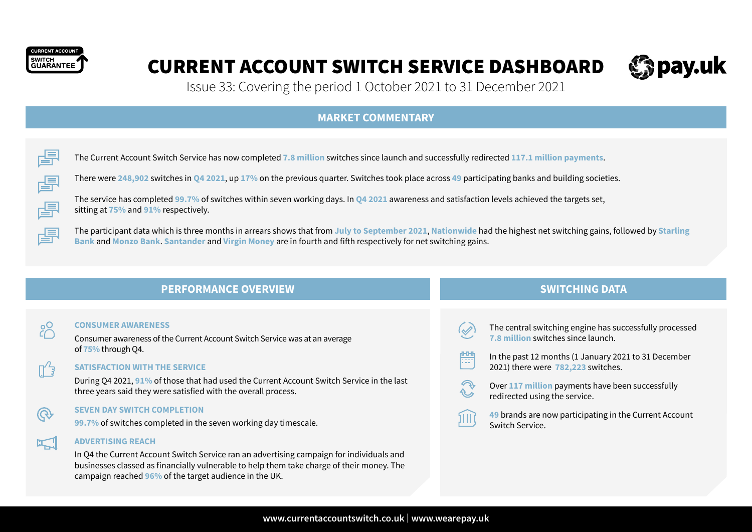# CURRENT ACCOUNT SWITCH SERVICE DASHBOARD

Issue 33: Covering the period 1 October 2021 to 31 December 2021

## MARKET COMMENTARY

The Current Account Switch Service has now completed **7.8 million** switches since launch and successfully redirected **117.1 million payments**.

There were **248,902** switches in **Q4 2021**, up **17%** on the previous quarter. Switches took place across **49** participating banks and building societies.

The service has completed **99.7%** of switches within seven working days. In **Q4 2021** awareness and satisfaction levels achieved the targets set, sitting at **75%** and **91%** respectively.

The participant data which is three months in arrears shows that from **July to September 2021**, **Nationwide** had the highest net switching gains, followed by **Starling Bank** and **Monzo Bank**. **Santander** and **Virgin Money** are in fourth and fifth respectively for net switching gains.

## PERFORMANCE OVERVIEW

### CONSUMER AWARENESS

Consumer awareness of the Current Account Switch Service was at an average of **75%** through Q4.

### SATISFACTION WITH THE SERVICE

During Q4 2021, **91%** of those that had used the Current Account Switch Service in the last three years said they were satisfied with the overall process.

### SEVEN DAY SWITCH COMPLETION

**99.7%** of switches completed in the seven working day timescale.

### ADVERTISING REACH

In Q4 the Current Account Switch Service ran an advertising campaign for individuals and businesses classed as financially vulnerable to help them take charge of their money. The campaign reached **96%** of the target audience in the UK.

## SWITCHING DATA

The central switching engine has successfully processed **7.8 million** switches since launch.

In the past 12 months (1 January 2021 to 31 December 2021) there were **782,223** switches.

Over **117 million** payments have been successfully redirected using the service.

**49** brands are now participating in the Current Account Switch Service.

www.currentaccountswitch.co.uk | www.wearepay.uk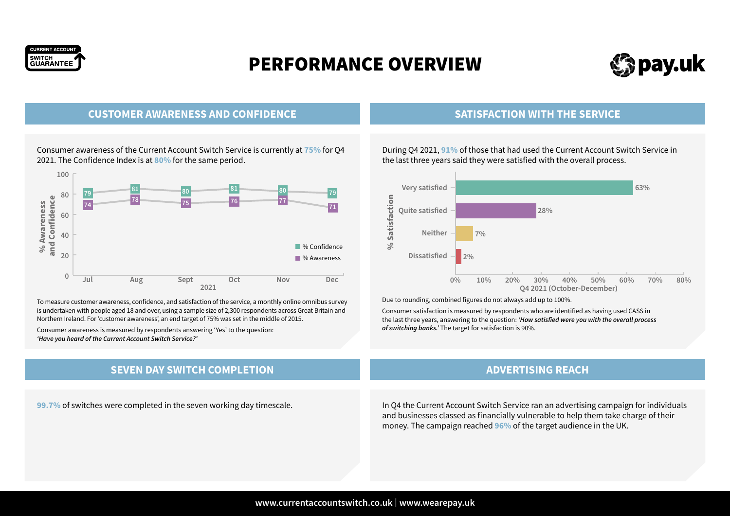# PERFORMANCE OVERVIEW

## CUSTOMER AWARENESS AND CONFIDENCE

Consumer awareness of the Current Account Switch Service is currently at 75% for Q4 2021. The Confidence Index is at 80% for the same period.

| 2021 | Jul | Aug | Sept | Oct | Nov | Dec |
|---|---|---|---|---|---|---|
| % Confidence | 79 | 81 | 80 | 81 | 80 | 79 |
| % Awareness | 74 | 78 | 75 | 76 | 77 | 71 |

To measure customer awareness, confidence, and satisfaction of the service, a monthly online omnibus survey is undertaken with people aged 18 and over, using a sample size of 2,300 respondents across Great Britain and Northern Ireland. For 'customer awareness', an end target of 75% was set in the middle of 2015.

Consumer awareness is measured by respondents answering 'Yes' to the question: *'Have you heard of the Current Account Switch Service?'*

## SATISFACTION WITH THE SERVICE

During Q4 2021, 91% of those that had used the Current Account Switch Service in the last three years said they were satisfied with the overall process.

| % Satisfaction | Q4 2021 (October-December) |
|---|---|
| Very satisfied | 63% |
| Quite satisfied | 28% |
| Neither | 7% |
| Dissatisfied | 2% |

Due to rounding, combined figures do not always add up to 100%.

Consumer satisfaction is measured by respondents who are identified as having used CASS in the last three years, answering to the question: ***'How satisfied were you with the overall process of switching banks.'*** The target for satisfaction is 90%.

## SEVEN DAY SWITCH COMPLETION

99.7% of switches were completed in the seven working day timescale.

## ADVERTISING REACH

In Q4 the Current Account Switch Service ran an advertising campaign for individuals and businesses classed as financially vulnerable to help them take charge of their money. The campaign reached 96% of the target audience in the UK.

www.currentaccountswitch.co.uk | www.wearepay.uk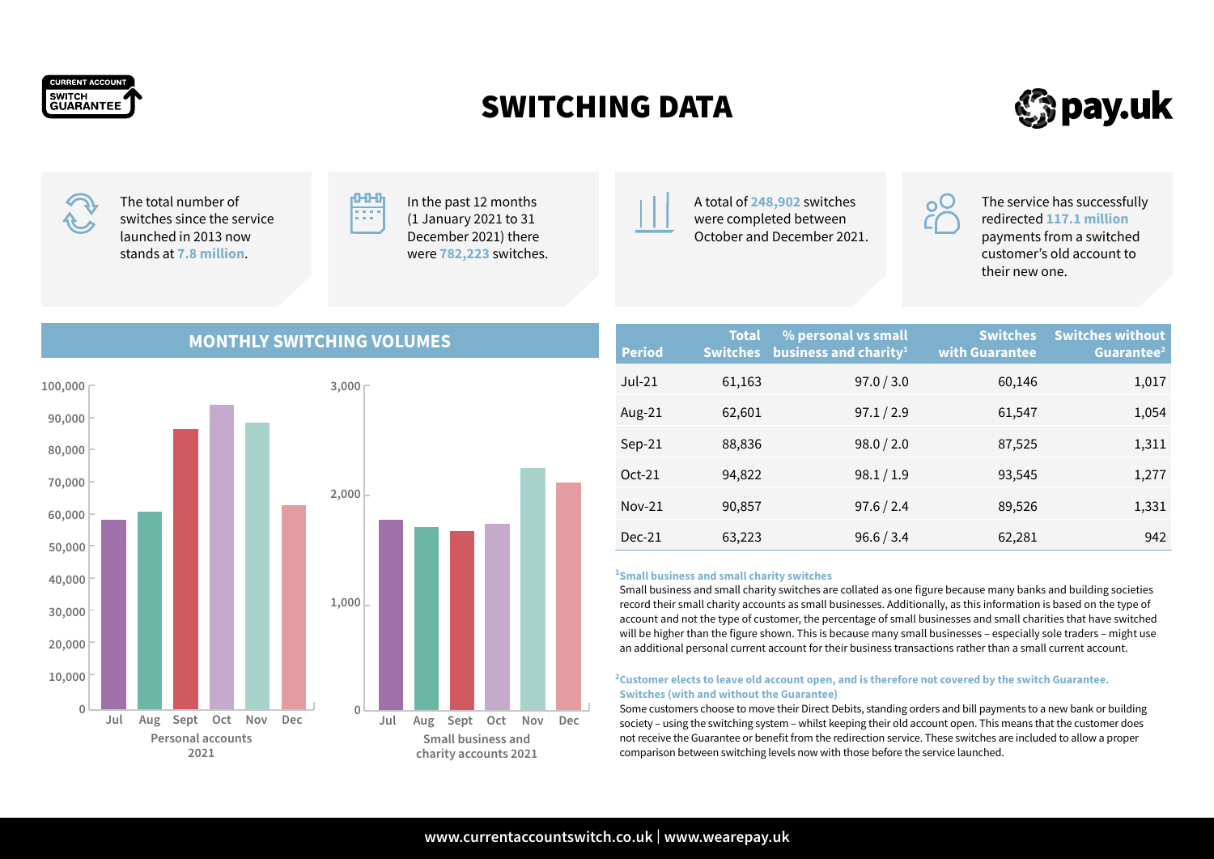# SWITCHING DATA

The total number of switches since the service launched in 2013 now stands at **7.8 million**.

In the past 12 months (1 January 2021 to 31 December 2021) there were **782,223** switches.

A total of **248,902** switches were completed between October and December 2021.

The service has successfully redirected **117.1 million** payments from a switched customer's old account to their new one.

## MONTHLY SWITCHING VOLUMES

Personal accounts 2021

Small business and charity accounts 2021

| Period | Total Switches | % personal vs small business and charity[1] | Switches with Guarantee | Switches without Guarantee[2] |
|---|---|---|---|---|
| Jul-21 | 61,163 | 97.0 / 3.0 | 60,146 | 1,017 |
| Aug-21 | 62,601 | 97.1 / 2.9 | 61,547 | 1,054 |
| Sep-21 | 88,836 | 98.0 / 2.0 | 87,525 | 1,311 |
| Oct-21 | 94,822 | 98.1 / 1.9 | 93,545 | 1,277 |
| Nov-21 | 90,857 | 97.6 / 2.4 | 89,526 | 1,331 |
| Dec-21 | 63,223 | 96.6 / 3.4 | 62,281 | 942 |

**[1] Small business and small charity switches**

Small business and small charity switches are collated as one figure because many banks and building societies record their small charity accounts as small businesses. Additionally, as this information is based on the type of account and not the type of customer, the percentage of small businesses and small charities that have switched will be higher than the figure shown. This is because many small businesses – especially sole traders – might use an additional personal current account for their business transactions rather than a small current account.

**[2] Customer elects to leave old account open, and is therefore not covered by the switch Guarantee. Switches (with and without the Guarantee)**

Some customers choose to move their Direct Debits, standing orders and bill payments to a new bank or building society – using the switching system – whilst keeping their old account open. This means that the customer does not receive the Guarantee or benefit from the redirection service. These switches are included to allow a proper comparison between switching levels now with those before the service launched.

www.currentaccountswitch.co.uk | www.wearepay.uk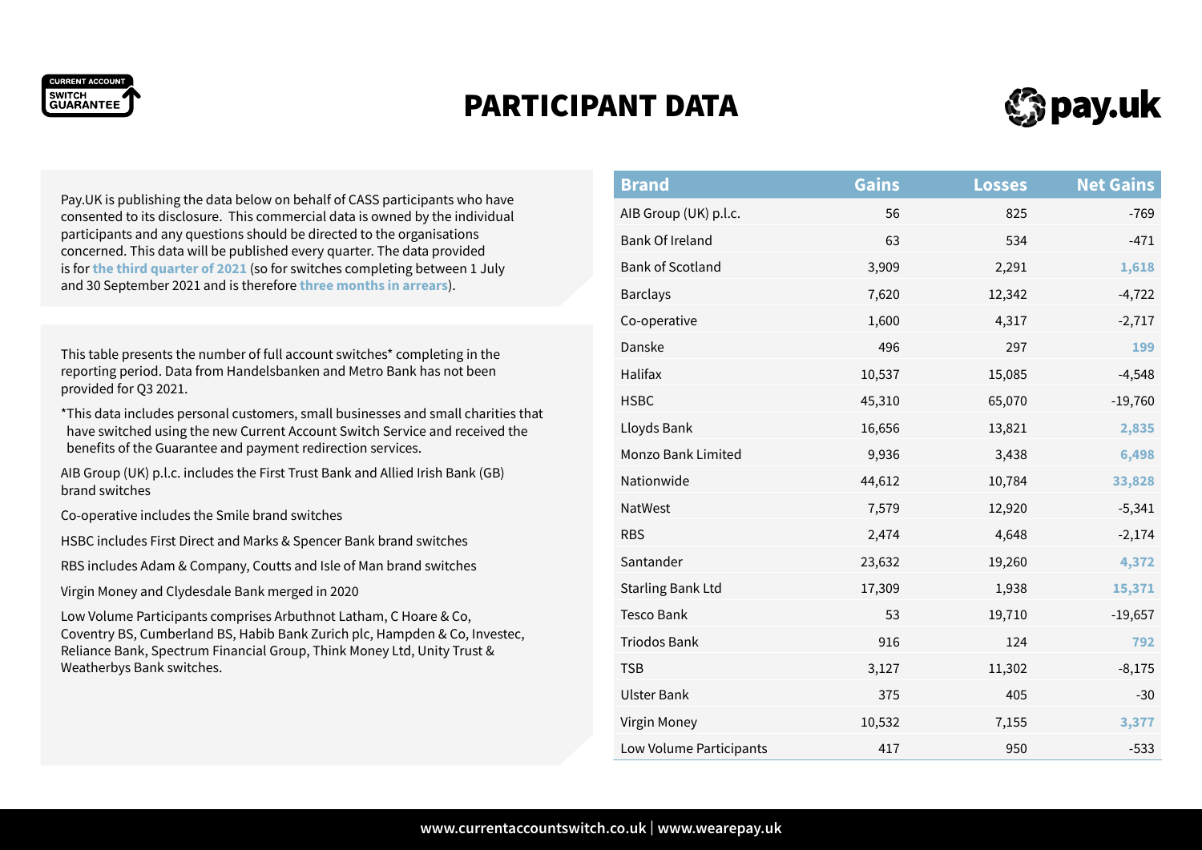# PARTICIPANT DATA

Pay.UK is publishing the data below on behalf of CASS participants who have consented to its disclosure. This commercial data is owned by the individual participants and any questions should be directed to the organisations concerned. This data will be published every quarter. The data provided is for **the third quarter of 2021** (so for switches completing between 1 July and 30 September 2021 and is therefore **three months in arrears**).

This table presents the number of full account switches* completing in the reporting period. Data from Handelsbanken and Metro Bank has not been provided for Q3 2021.

*This data includes personal customers, small businesses and small charities that have switched using the new Current Account Switch Service and received the benefits of the Guarantee and payment redirection services.

AIB Group (UK) p.l.c. includes the First Trust Bank and Allied Irish Bank (GB) brand switches

Co-operative includes the Smile brand switches

HSBC includes First Direct and Marks & Spencer Bank brand switches

RBS includes Adam & Company, Coutts and Isle of Man brand switches

Virgin Money and Clydesdale Bank merged in 2020

Low Volume Participants comprises Arbuthnot Latham, C Hoare & Co, Coventry BS, Cumberland BS, Habib Bank Zurich plc, Hampden & Co, Investec, Reliance Bank, Spectrum Financial Group, Think Money Ltd, Unity Trust & Weatherbys Bank switches.

| Brand | Gains | Losses | Net Gains |
|---|---|---|---|
| AIB Group (UK) p.l.c. | 56 | 825 | -769 |
| Bank Of Ireland | 63 | 534 | -471 |
| Bank of Scotland | 3,909 | 2,291 | 1,618 |
| Barclays | 7,620 | 12,342 | -4,722 |
| Co-operative | 1,600 | 4,317 | -2,717 |
| Danske | 496 | 297 | 199 |
| Halifax | 10,537 | 15,085 | -4,548 |
| HSBC | 45,310 | 65,070 | -19,760 |
| Lloyds Bank | 16,656 | 13,821 | 2,835 |
| Monzo Bank Limited | 9,936 | 3,438 | 6,498 |
| Nationwide | 44,612 | 10,784 | 33,828 |
| NatWest | 7,579 | 12,920 | -5,341 |
| RBS | 2,474 | 4,648 | -2,174 |
| Santander | 23,632 | 19,260 | 4,372 |
| Starling Bank Ltd | 17,309 | 1,938 | 15,371 |
| Tesco Bank | 53 | 19,710 | -19,657 |
| Triodos Bank | 916 | 124 | 792 |
| TSB | 3,127 | 11,302 | -8,175 |
| Ulster Bank | 375 | 405 | -30 |
| Virgin Money | 10,532 | 7,155 | 3,377 |
| Low Volume Participants | 417 | 950 | -533 |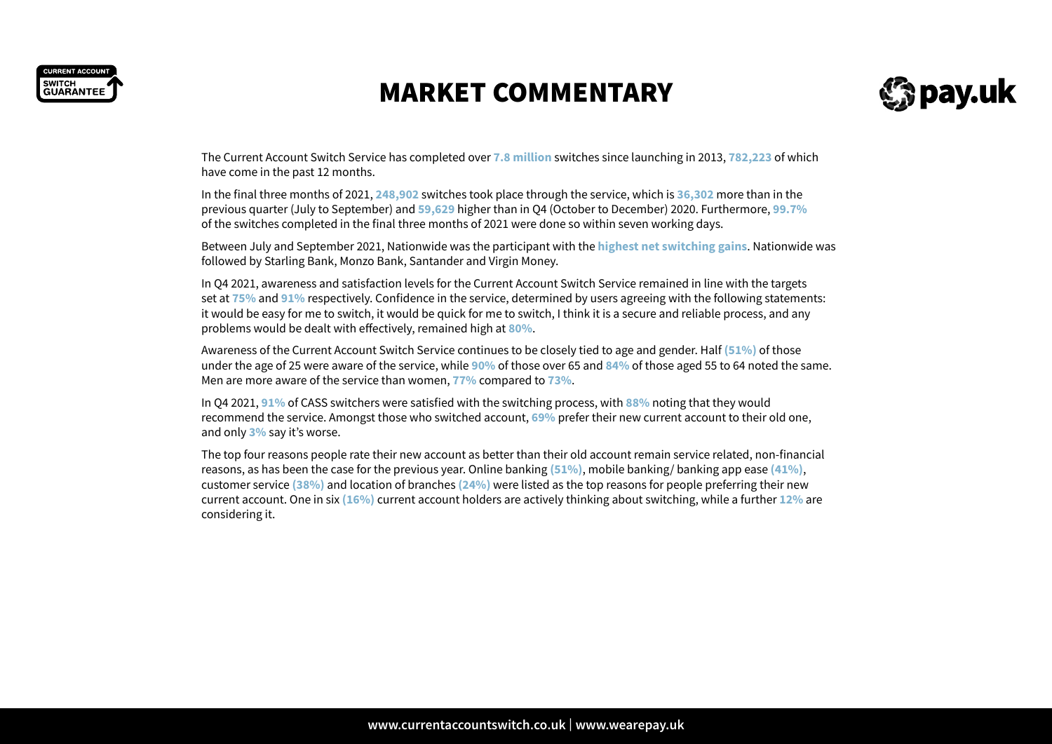# MARKET COMMENTARY

The Current Account Switch Service has completed over **7.8 million** switches since launching in 2013, **782,223** of which have come in the past 12 months.

In the final three months of 2021, **248,902** switches took place through the service, which is **36,302** more than in the previous quarter (July to September) and **59,629** higher than in Q4 (October to December) 2020. Furthermore, **99.7%** of the switches completed in the final three months of 2021 were done so within seven working days.

Between July and September 2021, Nationwide was the participant with the **highest net switching gains**. Nationwide was followed by Starling Bank, Monzo Bank, Santander and Virgin Money.

In Q4 2021, awareness and satisfaction levels for the Current Account Switch Service remained in line with the targets set at **75%** and **91%** respectively. Confidence in the service, determined by users agreeing with the following statements: it would be easy for me to switch, it would be quick for me to switch, I think it is a secure and reliable process, and any problems would be dealt with effectively, remained high at **80%**.

Awareness of the Current Account Switch Service continues to be closely tied to age and gender. Half **(51%)** of those under the age of 25 were aware of the service, while **90%** of those over 65 and **84%** of those aged 55 to 64 noted the same. Men are more aware of the service than women, **77%** compared to **73%**.

In Q4 2021, **91%** of CASS switchers were satisfied with the switching process, with **88%** noting that they would recommend the service. Amongst those who switched account, **69%** prefer their new current account to their old one, and only **3%** say it's worse.

The top four reasons people rate their new account as better than their old account remain service related, non-financial reasons, as has been the case for the previous year. Online banking **(51%)**, mobile banking/ banking app ease **(41%)**, customer service **(38%)** and location of branches **(24%)** were listed as the top reasons for people preferring their new current account. One in six **(16%)** current account holders are actively thinking about switching, while a further **12%** are considering it.

www.currentaccountswitch.co.uk | www.wearepay.uk